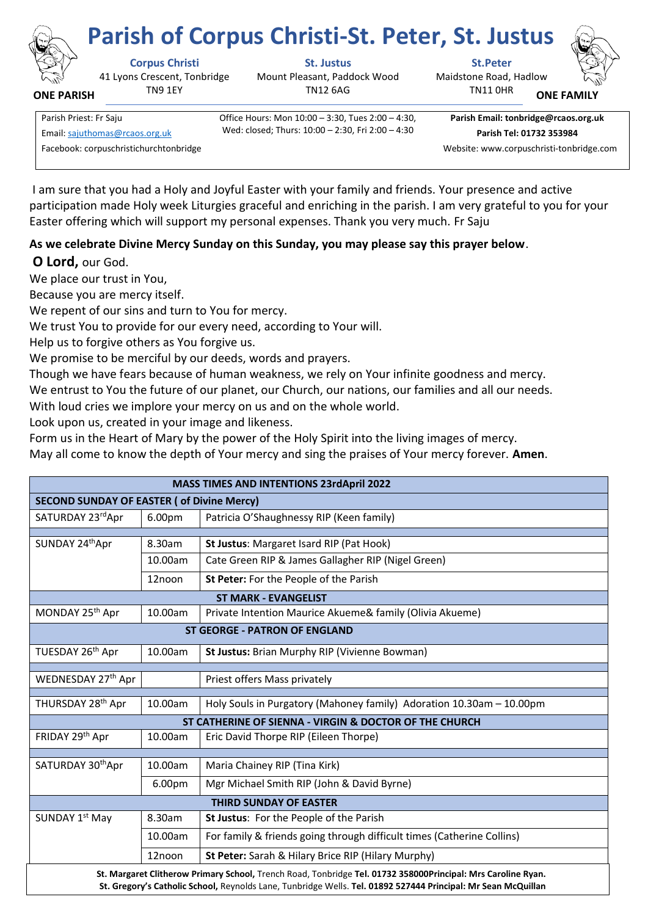# Parish of Corpus Christi-St. Peter, St. Justus

**ONE PARISH** — **ONE FAMILY**

**Corpus Christi**
41 Lyons Crescent, Tonbridge
TN9 1EY

**St. Justus**
Mount Pleasant, Paddock Wood
TN12 6AG

**St.Peter**
Maidstone Road, Hadlow
TN11 0HR

Parish Priest: Fr Saju
Email: sajuthomas@rcaos.org.uk
Facebook: corpuschristichurchtonbridge

Office Hours: Mon 10:00 – 3:30, Tues 2:00 – 4:30, Wed: closed; Thurs: 10:00 – 2:30, Fri 2:00 – 4:30

**Parish Email: tonbridge@rcaos.org.uk**
**Parish Tel: 01732 353984**
Website: www.corpuschristi-tonbridge.com

I am sure that you had a Holy and Joyful Easter with your family and friends. Your presence and active participation made Holy week Liturgies graceful and enriching in the parish. I am very grateful to you for your Easter offering which will support my personal expenses. Thank you very much. Fr Saju

**As we celebrate Divine Mercy Sunday on this Sunday, you may please say this prayer below**.

**O Lord,** our God.
We place our trust in You,
Because you are mercy itself.
We repent of our sins and turn to You for mercy.
We trust You to provide for our every need, according to Your will.
Help us to forgive others as You forgive us.
We promise to be merciful by our deeds, words and prayers.
Though we have fears because of human weakness, we rely on Your infinite goodness and mercy.
We entrust to You the future of our planet, our Church, our nations, our families and all our needs.
With loud cries we implore your mercy on us and on the whole world.
Look upon us, created in your image and likeness.
Form us in the Heart of Mary by the power of the Holy Spirit into the living images of mercy.
May all come to know the depth of Your mercy and sing the praises of Your mercy forever. **Amen**.

| **MASS TIMES AND INTENTIONS 23rdApril 2022** | | |
|---|---|---|
| **SECOND SUNDAY OF EASTER ( of Divine Mercy)** | | |
| SATURDAY 23rdApr | 6.00pm | Patricia O'Shaughnessy RIP (Keen family) |
| SUNDAY 24thApr | 8.30am | **St Justus**: Margaret Isard RIP (Pat Hook) |
| | 10.00am | Cate Green RIP & James Gallagher RIP (Nigel Green) |
| | 12noon | **St Peter:** For the People of the Parish |
| **ST MARK - EVANGELIST** | | |
| MONDAY 25th Apr | 10.00am | Private Intention Maurice Akueme& family (Olivia Akueme) |
| **ST GEORGE - PATRON OF ENGLAND** | | |
| TUESDAY 26th Apr | 10.00am | **St Justus:** Brian Murphy RIP (Vivienne Bowman) |
| WEDNESDAY 27th Apr | | Priest offers Mass privately |
| THURSDAY 28th Apr | 10.00am | Holy Souls in Purgatory (Mahoney family) Adoration 10.30am – 10.00pm |
| **ST CATHERINE OF SIENNA - VIRGIN & DOCTOR OF THE CHURCH** | | |
| FRIDAY 29th Apr | 10.00am | Eric David Thorpe RIP (Eileen Thorpe) |
| SATURDAY 30thApr | 10.00am | Maria Chainey RIP (Tina Kirk) |
| | 6.00pm | Mgr Michael Smith RIP (John & David Byrne) |
| **THIRD SUNDAY OF EASTER** | | |
| SUNDAY 1st May | 8.30am | **St Justus**: For the People of the Parish |
| | 10.00am | For family & friends going through difficult times (Catherine Collins) |
| | 12noon | **St Peter:** Sarah & Hilary Brice RIP (Hilary Murphy) |

**St. Margaret Clitherow Primary School,** Trench Road, Tonbridge **Tel. 01732 358000Principal: Mrs Caroline Ryan.**
**St. Gregory's Catholic School,** Reynolds Lane, Tunbridge Wells. **Tel. 01892 527444 Principal: Mr Sean McQuillan**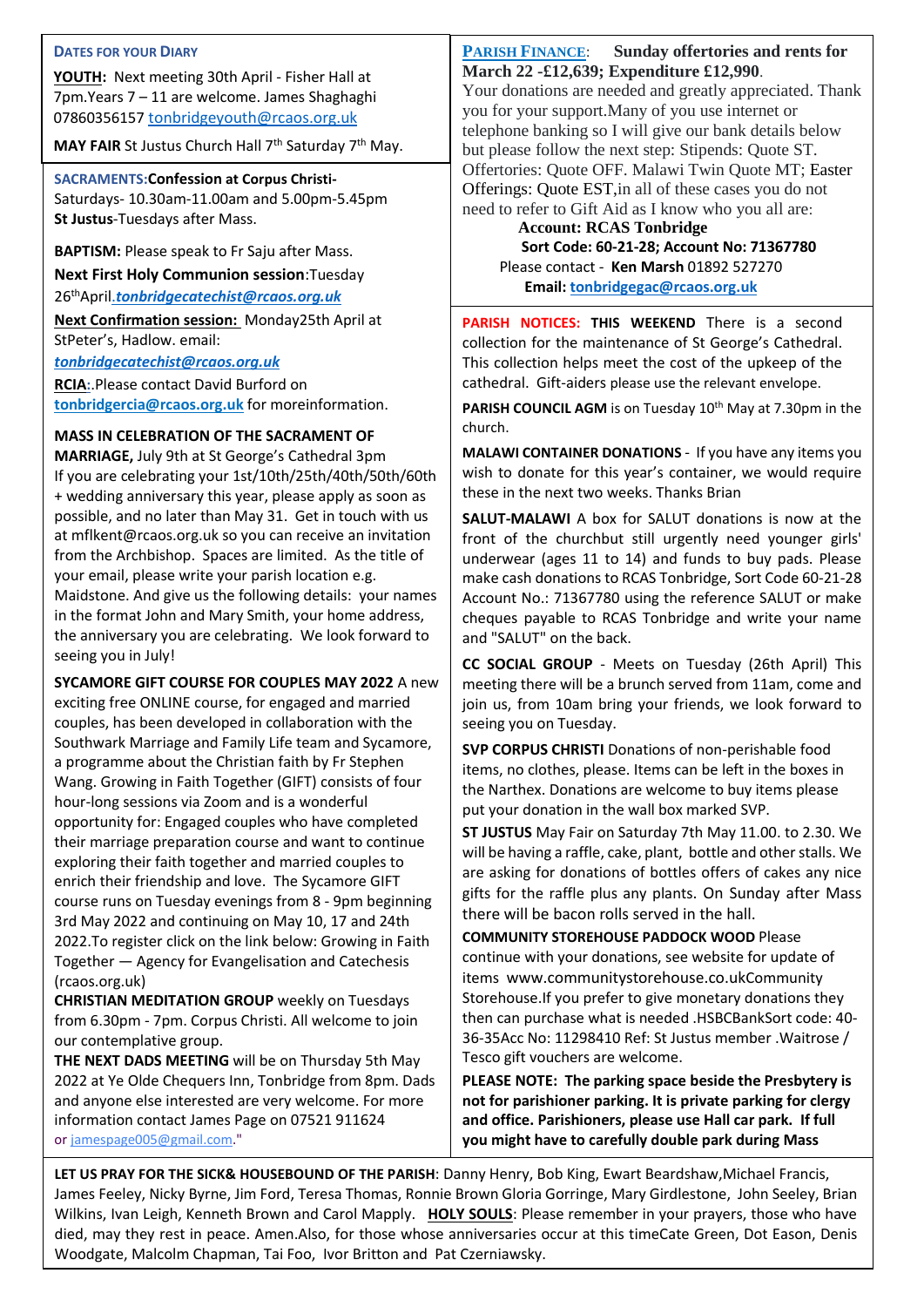## DATES FOR YOUR DIARY

**YOUTH:** Next meeting 30th April - Fisher Hall at 7pm.Years 7 – 11 are welcome. James Shaghaghi 07860356157 tonbridgeyouth@rcaos.org.uk

**MAY FAIR** St Justus Church Hall 7th Saturday 7th May.

**SACRAMENTS:Confession at Corpus Christi-** Saturdays- 10.30am-11.00am and 5.00pm-5.45pm **St Justus**-Tuesdays after Mass.

**BAPTISM:** Please speak to Fr Saju after Mass.

**Next First Holy Communion session**:Tuesday 26thApril.***tonbridgecatechist@rcaos.org.uk***

**Next Confirmation session:** Monday25th April at StPeter's, Hadlow. email: ***tonbridgecatechist@rcaos.org.uk***

**RCIA:**.Please contact David Burford on **tonbridgercia@rcaos.org.uk** for moreinformation.

**MASS IN CELEBRATION OF THE SACRAMENT OF MARRIAGE,** July 9th at St George's Cathedral 3pm If you are celebrating your 1st/10th/25th/40th/50th/60th + wedding anniversary this year, please apply as soon as possible, and no later than May 31. Get in touch with us at mflkent@rcaos.org.uk so you can receive an invitation from the Archbishop. Spaces are limited. As the title of your email, please write your parish location e.g. Maidstone. And give us the following details: your names in the format John and Mary Smith, your home address, the anniversary you are celebrating. We look forward to seeing you in July!

**SYCAMORE GIFT COURSE FOR COUPLES MAY 2022** A new exciting free ONLINE course, for engaged and married couples, has been developed in collaboration with the Southwark Marriage and Family Life team and Sycamore, a programme about the Christian faith by Fr Stephen Wang. Growing in Faith Together (GIFT) consists of four hour-long sessions via Zoom and is a wonderful opportunity for: Engaged couples who have completed their marriage preparation course and want to continue exploring their faith together and married couples to enrich their friendship and love. The Sycamore GIFT course runs on Tuesday evenings from 8 - 9pm beginning 3rd May 2022 and continuing on May 10, 17 and 24th 2022.To register click on the link below: Growing in Faith Together — Agency for Evangelisation and Catechesis (rcaos.org.uk)

**CHRISTIAN MEDITATION GROUP** weekly on Tuesdays from 6.30pm - 7pm. Corpus Christi. All welcome to join our contemplative group.

**THE NEXT DADS MEETING** will be on Thursday 5th May 2022 at Ye Olde Chequers Inn, Tonbridge from 8pm. Dads and anyone else interested are very welcome. For more information contact James Page on 07521 911624 or jamespage005@gmail.com."

**PARISH FINANCE**: **Sunday offertories and rents for March 22 -£12,639; Expenditure £12,990**.

Your donations are needed and greatly appreciated. Thank you for your support.Many of you use internet or telephone banking so I will give our bank details below but please follow the next step: Stipends: Quote ST. Offertories: Quote OFF. Malawi Twin Quote MT; Easter Offerings: Quote EST,in all of these cases you do not need to refer to Gift Aid as I know who you all are:

**Account: RCAS Tonbridge**
**Sort Code: 60-21-28; Account No: 71367780**
Please contact - **Ken Marsh** 01892 527270
**Email: tonbridgegac@rcaos.org.uk**

**PARISH NOTICES: THIS WEEKEND** There is a second collection for the maintenance of St George's Cathedral. This collection helps meet the cost of the upkeep of the cathedral. Gift-aiders please use the relevant envelope.

**PARISH COUNCIL AGM** is on Tuesday 10th May at 7.30pm in the church.

**MALAWI CONTAINER DONATIONS** - If you have any items you wish to donate for this year's container, we would require these in the next two weeks. Thanks Brian

**SALUT-MALAWI** A box for SALUT donations is now at the front of the churchbut still urgently need younger girls' underwear (ages 11 to 14) and funds to buy pads. Please make cash donations to RCAS Tonbridge, Sort Code 60-21-28 Account No.: 71367780 using the reference SALUT or make cheques payable to RCAS Tonbridge and write your name and "SALUT" on the back.

**CC SOCIAL GROUP** - Meets on Tuesday (26th April) This meeting there will be a brunch served from 11am, come and join us, from 10am bring your friends, we look forward to seeing you on Tuesday.

**SVP CORPUS CHRISTI** Donations of non-perishable food items, no clothes, please. Items can be left in the boxes in the Narthex. Donations are welcome to buy items please put your donation in the wall box marked SVP.

**ST JUSTUS** May Fair on Saturday 7th May 11.00. to 2.30. We will be having a raffle, cake, plant, bottle and other stalls. We are asking for donations of bottles offers of cakes any nice gifts for the raffle plus any plants. On Sunday after Mass there will be bacon rolls served in the hall.

**COMMUNITY STOREHOUSE PADDOCK WOOD** Please continue with your donations, see website for update of items www.communitystorehouse.co.ukCommunity Storehouse.If you prefer to give monetary donations they then can purchase what is needed .HSBCBankSort code: 40-36-35Acc No: 11298410 Ref: St Justus member .Waitrose / Tesco gift vouchers are welcome.

**PLEASE NOTE: The parking space beside the Presbytery is not for parishioner parking. It is private parking for clergy and office. Parishioners, please use Hall car park. If full you might have to carefully double park during Mass**

**LET US PRAY FOR THE SICK& HOUSEBOUND OF THE PARISH**: Danny Henry, Bob King, Ewart Beardshaw,Michael Francis, James Feeley, Nicky Byrne, Jim Ford, Teresa Thomas, Ronnie Brown Gloria Gorringe, Mary Girdlestone, John Seeley, Brian Wilkins, Ivan Leigh, Kenneth Brown and Carol Mapply. **HOLY SOULS**: Please remember in your prayers, those who have died, may they rest in peace. Amen.Also, for those whose anniversaries occur at this timeCate Green, Dot Eason, Denis Woodgate, Malcolm Chapman, Tai Foo, Ivor Britton and Pat Czerniawsky.